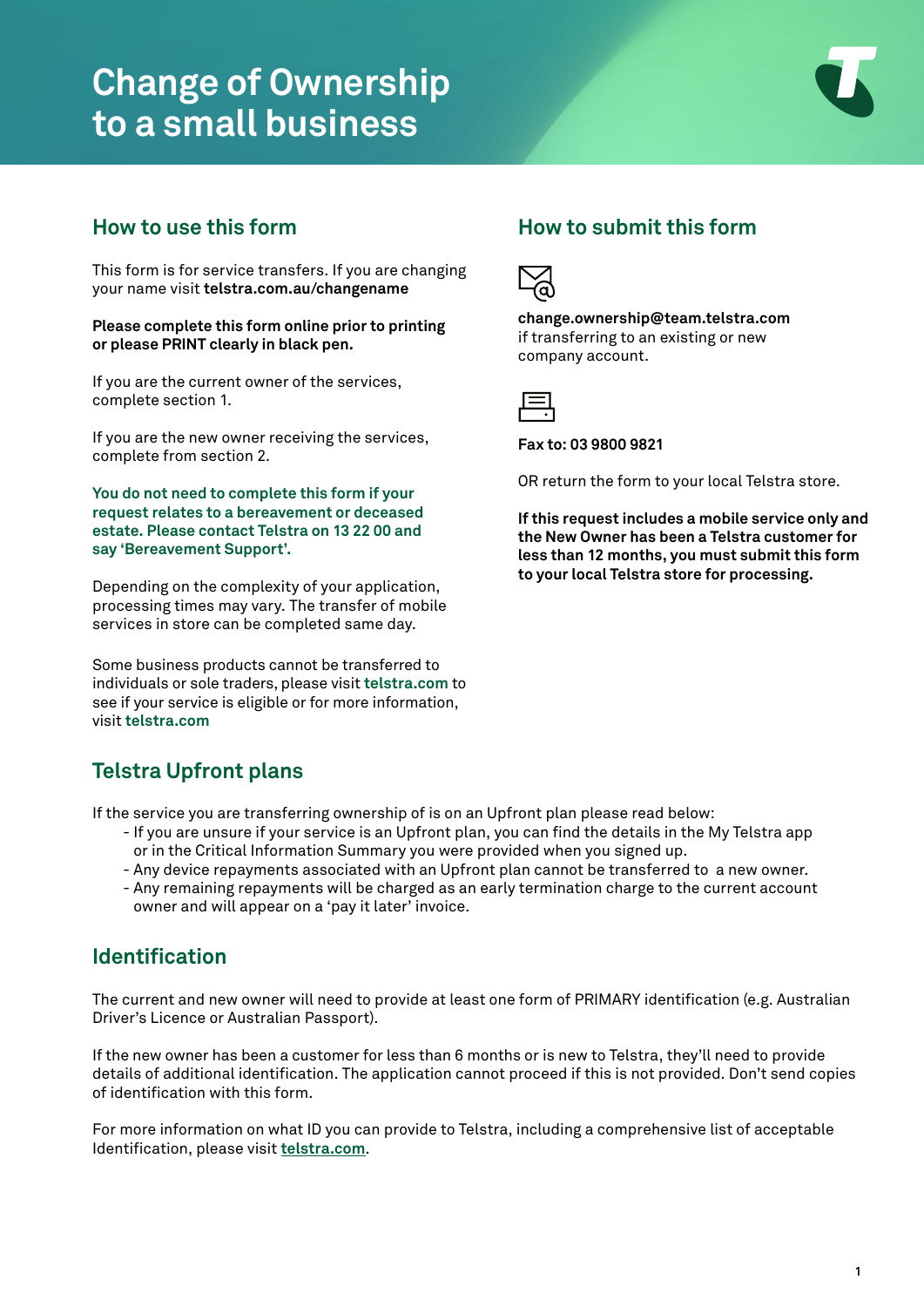# Change of Ownership to a small business

## How to use this form

This form is for service transfers. If you are changing your name visit **telstra.com.au/changename**

**Please complete this form online prior to printing or please PRINT clearly in black pen.**

If you are the current owner of the services, complete section 1.

If you are the new owner receiving the services, complete from section 2.

**You do not need to complete this form if your request relates to a bereavement or deceased estate. Please contact Telstra on 13 22 00 and say 'Bereavement Support'.**

Depending on the complexity of your application, processing times may vary. The transfer of mobile services in store can be completed same day.

Some business products cannot be transferred to individuals or sole traders, please visit **telstra.com** to see if your service is eligible or for more information, visit **telstra.com**

## How to submit this form

**change.ownership@team.telstra.com**
if transferring to an existing or new company account.

**Fax to: 03 9800 9821**

OR return the form to your local Telstra store.

**If this request includes a mobile service only and the New Owner has been a Telstra customer for less than 12 months, you must submit this form to your local Telstra store for processing.**

## Telstra Upfront plans

If the service you are transferring ownership of is on an Upfront plan please read below:

- If you are unsure if your service is an Upfront plan, you can find the details in the My Telstra app or in the Critical Information Summary you were provided when you signed up.
- Any device repayments associated with an Upfront plan cannot be transferred to a new owner.
- Any remaining repayments will be charged as an early termination charge to the current account owner and will appear on a 'pay it later' invoice.

## Identification

The current and new owner will need to provide at least one form of PRIMARY identification (e.g. Australian Driver's Licence or Australian Passport).

If the new owner has been a customer for less than 6 months or is new to Telstra, they'll need to provide details of additional identification. The application cannot proceed if this is not provided. Don't send copies of identification with this form.

For more information on what ID you can provide to Telstra, including a comprehensive list of acceptable Identification, please visit **telstra.com**.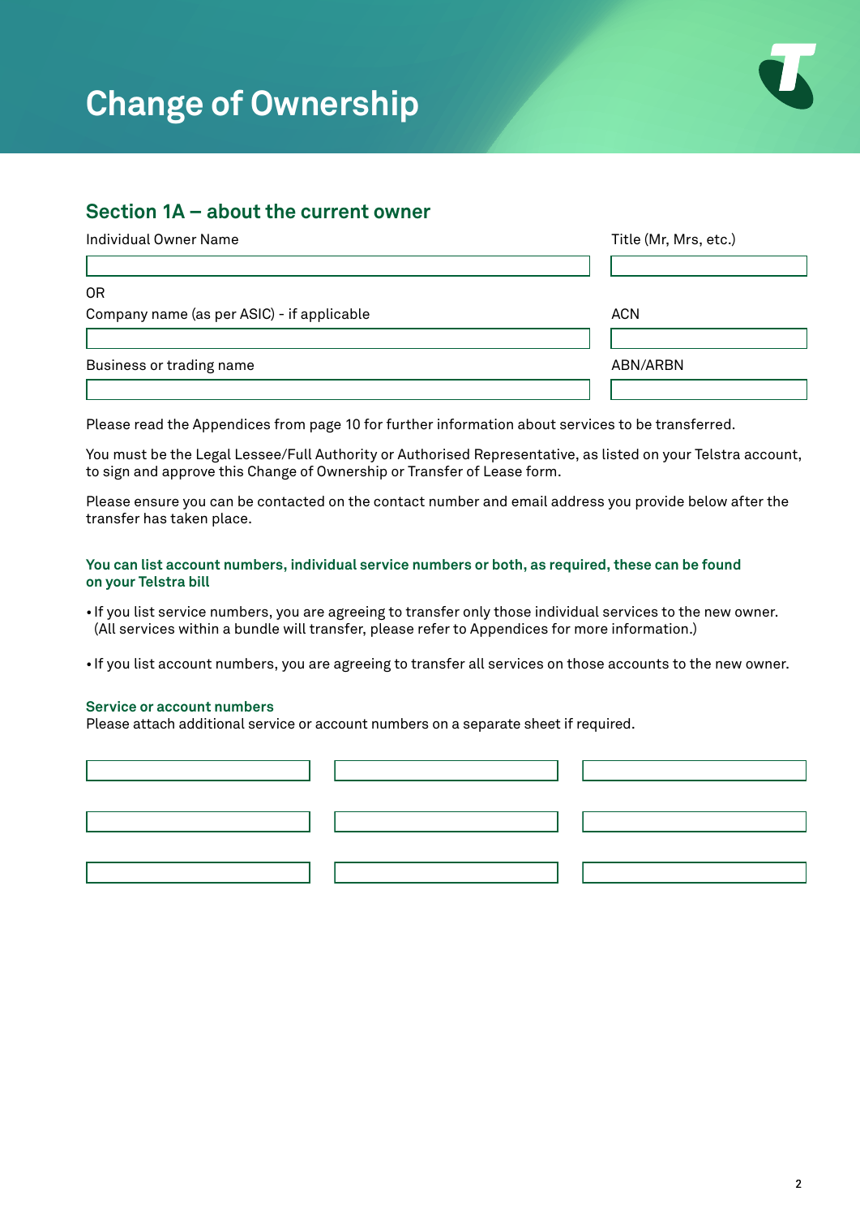# Change of Ownership

## Section 1A – about the current owner

Individual Owner Name | Title (Mr, Mrs, etc.)

OR

Company name (as per ASIC) - if applicable | ACN

Business or trading name | ABN/ARBN

Please read the Appendices from page 10 for further information about services to be transferred.

You must be the Legal Lessee/Full Authority or Authorised Representative, as listed on your Telstra account, to sign and approve this Change of Ownership or Transfer of Lease form.

Please ensure you can be contacted on the contact number and email address you provide below after the transfer has taken place.

**You can list account numbers, individual service numbers or both, as required, these can be found on your Telstra bill**

- If you list service numbers, you are agreeing to transfer only those individual services to the new owner. (All services within a bundle will transfer, please refer to Appendices for more information.)
- If you list account numbers, you are agreeing to transfer all services on those accounts to the new owner.

**Service or account numbers**
Please attach additional service or account numbers on a separate sheet if required.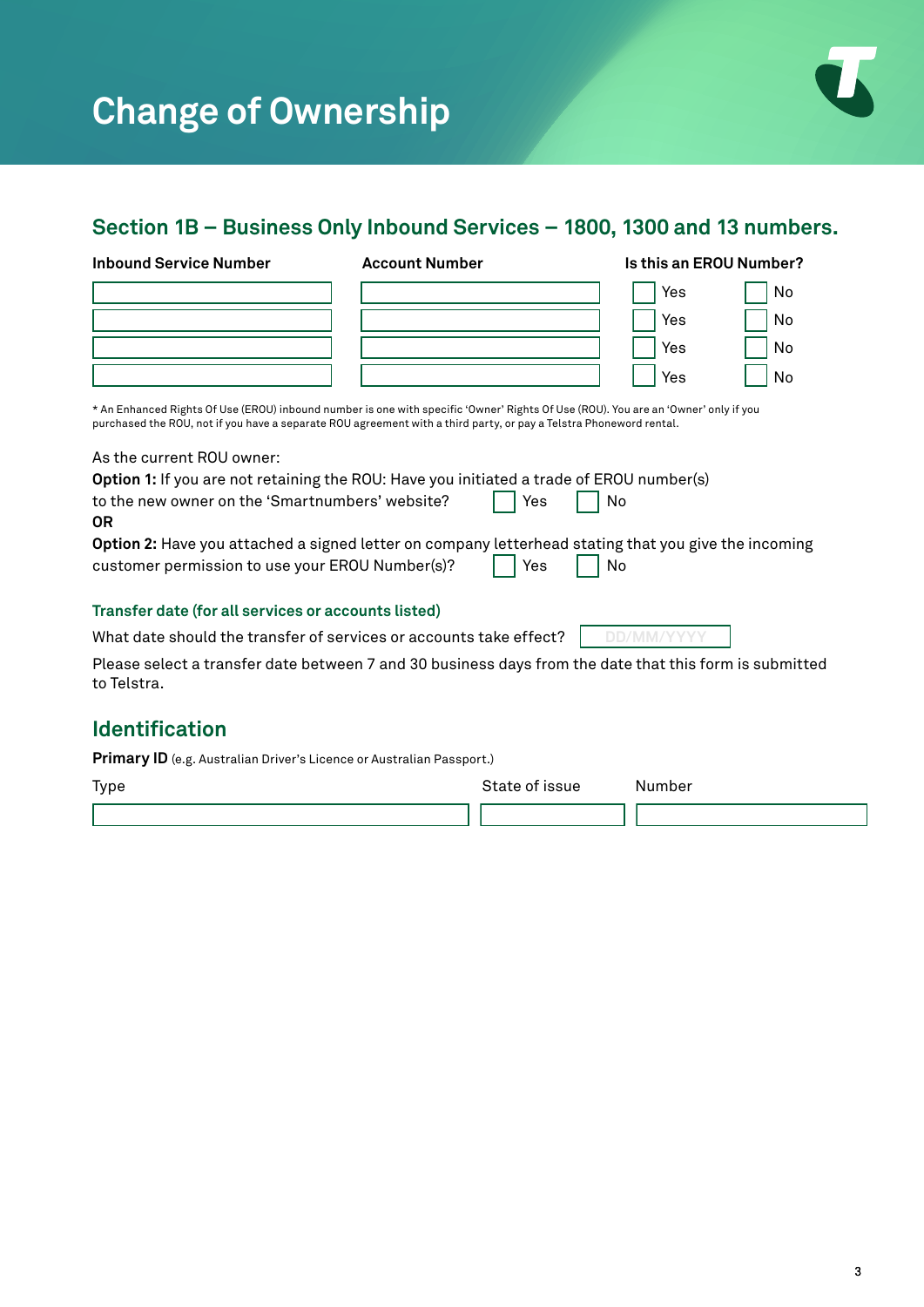# Change of Ownership

## Section 1B – Business Only Inbound Services – 1800, 1300 and 13 numbers.

| Inbound Service Number | Account Number | Is this an EROU Number? |
|---|---|---|
| | | ☐ Yes ☐ No |
| | | ☐ Yes ☐ No |
| | | ☐ Yes ☐ No |
| | | ☐ Yes ☐ No |

* An Enhanced Rights Of Use (EROU) inbound number is one with specific 'Owner' Rights Of Use (ROU). You are an 'Owner' only if you purchased the ROU, not if you have a separate ROU agreement with a third party, or pay a Telstra Phoneword rental.

As the current ROU owner:

**Option 1:** If you are not retaining the ROU: Have you initiated a trade of EROU number(s) to the new owner on the 'Smartnumbers' website? ☐ Yes ☐ No

**OR**

**Option 2:** Have you attached a signed letter on company letterhead stating that you give the incoming customer permission to use your EROU Number(s)? ☐ Yes ☐ No

### Transfer date (for all services or accounts listed)

What date should the transfer of services or accounts take effect? DD/MM/YYYY

Please select a transfer date between 7 and 30 business days from the date that this form is submitted to Telstra.

## Identification

**Primary ID** (e.g. Australian Driver's Licence or Australian Passport.)

| Type | State of issue | Number |
|---|---|---|
| | | |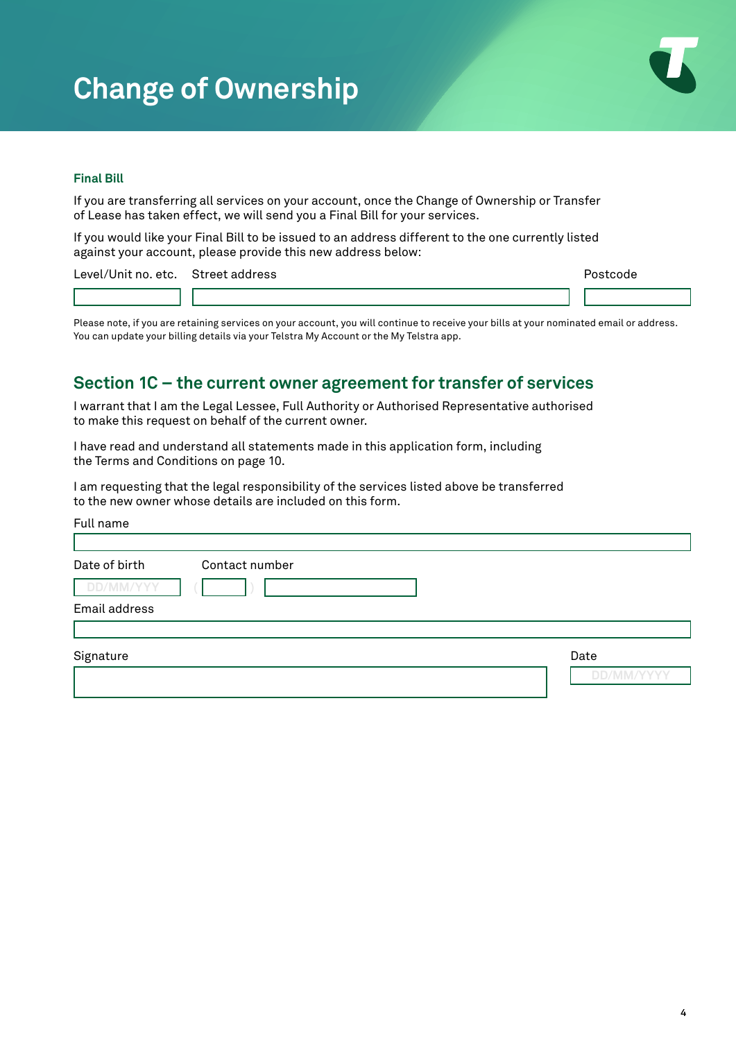# Change of Ownership

### Final Bill

If you are transferring all services on your account, once the Change of Ownership or Transfer of Lease has taken effect, we will send you a Final Bill for your services.

If you would like your Final Bill to be issued to an address different to the one currently listed against your account, please provide this new address below:

Level/Unit no. etc. Street address Postcode

Please note, if you are retaining services on your account, you will continue to receive your bills at your nominated email or address. You can update your billing details via your Telstra My Account or the My Telstra app.

## Section 1C – the current owner agreement for transfer of services

I warrant that I am the Legal Lessee, Full Authority or Authorised Representative authorised to make this request on behalf of the current owner.

I have read and understand all statements made in this application form, including the Terms and Conditions on page 10.

I am requesting that the legal responsibility of the services listed above be transferred to the new owner whose details are included on this form.

Full name

Date of birth DD/MM/YYY

Contact number ( )

Email address

Signature

Date DD/MM/YYYY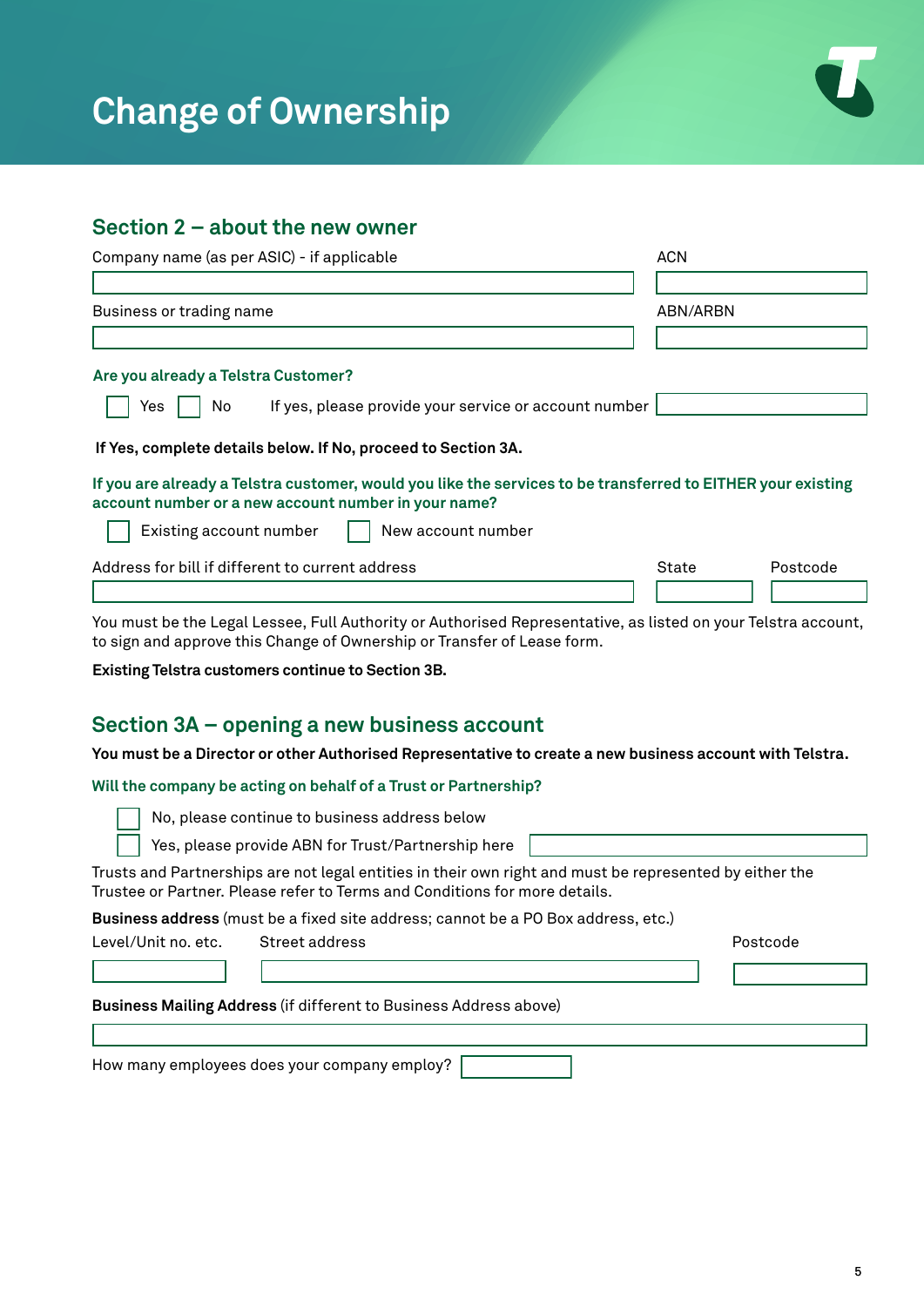# Change of Ownership

## Section 2 – about the new owner

Company name (as per ASIC) - if applicable

ACN

Business or trading name

ABN/ARBN

**Are you already a Telstra Customer?**

☐ Yes ☐ No    If yes, please provide your service or account number

**If Yes, complete details below. If No, proceed to Section 3A.**

**If you are already a Telstra customer, would you like the services to be transferred to EITHER your existing account number or a new account number in your name?**

☐ Existing account number ☐ New account number

Address for bill if different to current address

State

Postcode

You must be the Legal Lessee, Full Authority or Authorised Representative, as listed on your Telstra account, to sign and approve this Change of Ownership or Transfer of Lease form.

**Existing Telstra customers continue to Section 3B.**

## Section 3A – opening a new business account

**You must be a Director or other Authorised Representative to create a new business account with Telstra.**

**Will the company be acting on behalf of a Trust or Partnership?**

☐ No, please continue to business address below

☐ Yes, please provide ABN for Trust/Partnership here

Trusts and Partnerships are not legal entities in their own right and must be represented by either the Trustee or Partner. Please refer to Terms and Conditions for more details.

**Business address** (must be a fixed site address; cannot be a PO Box address, etc.)

Level/Unit no. etc.

Street address

Postcode

**Business Mailing Address** (if different to Business Address above)

How many employees does your company employ?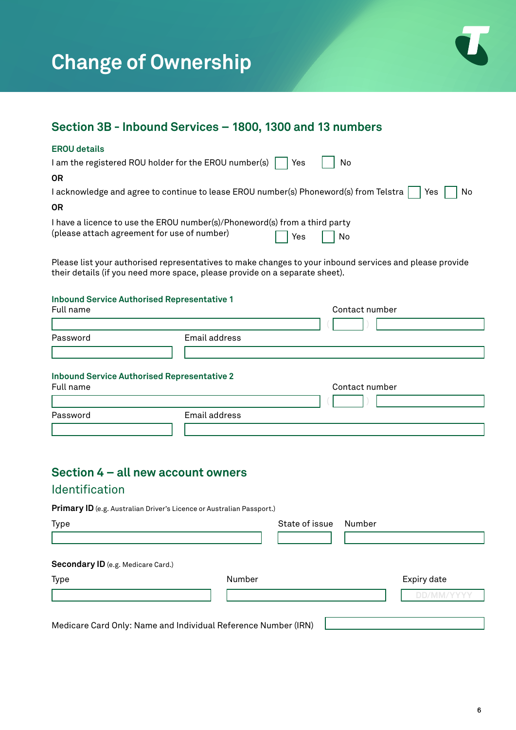# Change of Ownership

## Section 3B - Inbound Services – 1800, 1300 and 13 numbers

### EROU details

I am the registered ROU holder for the EROU number(s) ☐ Yes ☐ No

**OR**

I acknowledge and agree to continue to lease EROU number(s) Phoneword(s) from Telstra ☐ Yes ☐ No

**OR**

I have a licence to use the EROU number(s)/Phoneword(s) from a third party (please attach agreement for use of number) ☐ Yes ☐ No

Please list your authorised representatives to make changes to your inbound services and please provide their details (if you need more space, please provide on a separate sheet).

### Inbound Service Authorised Representative 1

Full name

Contact number ( )

Password

Email address

### Inbound Service Authorised Representative 2

Full name

Contact number ( )

Password

Email address

## Section 4 – all new account owners

### Identification

**Primary ID** (e.g. Australian Driver's Licence or Australian Passport.)

Type

State of issue

Number

**Secondary ID** (e.g. Medicare Card.)

Type

Number

Expiry date DD/MM/YYYY

Medicare Card Only: Name and Individual Reference Number (IRN)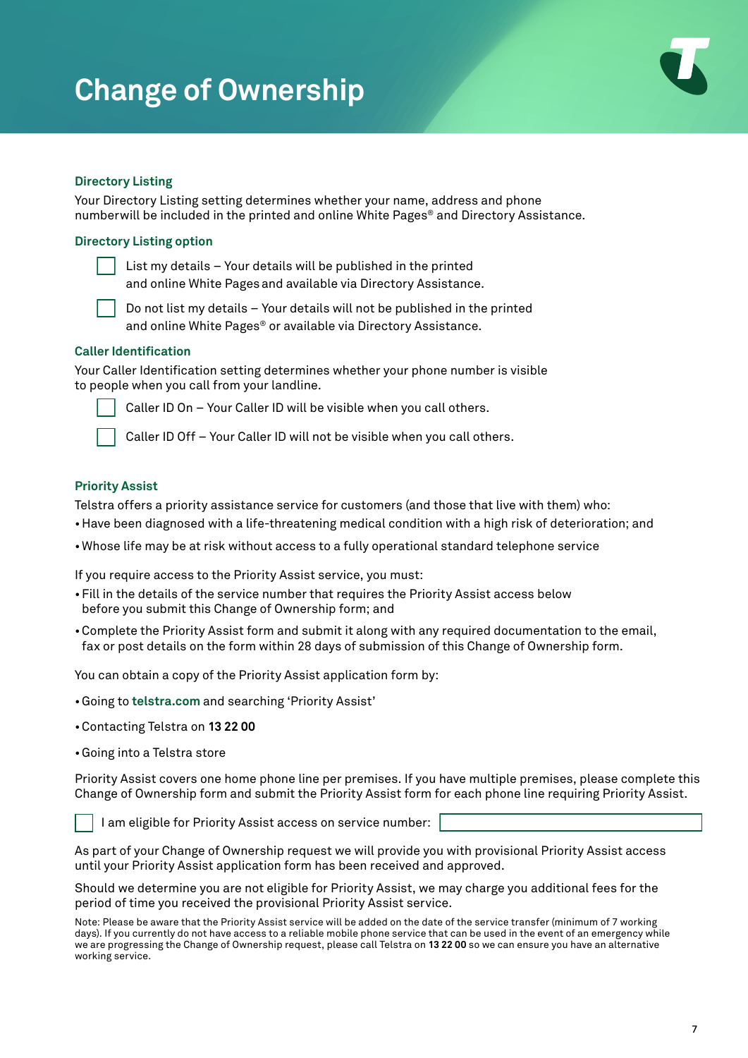# Change of Ownership

### Directory Listing

Your Directory Listing setting determines whether your name, address and phone numberwill be included in the printed and online White Pages® and Directory Assistance.

### Directory Listing option

- ☐ List my details – Your details will be published in the printed and online White Pages and available via Directory Assistance.
- ☐ Do not list my details – Your details will not be published in the printed and online White Pages® or available via Directory Assistance.

### Caller Identification

Your Caller Identification setting determines whether your phone number is visible to people when you call from your landline.

- ☐ Caller ID On – Your Caller ID will be visible when you call others.
- ☐ Caller ID Off – Your Caller ID will not be visible when you call others.

### Priority Assist

Telstra offers a priority assistance service for customers (and those that live with them) who:

- Have been diagnosed with a life-threatening medical condition with a high risk of deterioration; and
- Whose life may be at risk without access to a fully operational standard telephone service

If you require access to the Priority Assist service, you must:

- Fill in the details of the service number that requires the Priority Assist access below before you submit this Change of Ownership form; and
- Complete the Priority Assist form and submit it along with any required documentation to the email, fax or post details on the form within 28 days of submission of this Change of Ownership form.

You can obtain a copy of the Priority Assist application form by:

- Going to **telstra.com** and searching 'Priority Assist'
- Contacting Telstra on **13 22 00**
- Going into a Telstra store

Priority Assist covers one home phone line per premises. If you have multiple premises, please complete this Change of Ownership form and submit the Priority Assist form for each phone line requiring Priority Assist.

☐ I am eligible for Priority Assist access on service number: ____________________

As part of your Change of Ownership request we will provide you with provisional Priority Assist access until your Priority Assist application form has been received and approved.

Should we determine you are not eligible for Priority Assist, we may charge you additional fees for the period of time you received the provisional Priority Assist service.

Note: Please be aware that the Priority Assist service will be added on the date of the service transfer (minimum of 7 working days). If you currently do not have access to a reliable mobile phone service that can be used in the event of an emergency while we are progressing the Change of Ownership request, please call Telstra on **13 22 00** so we can ensure you have an alternative working service.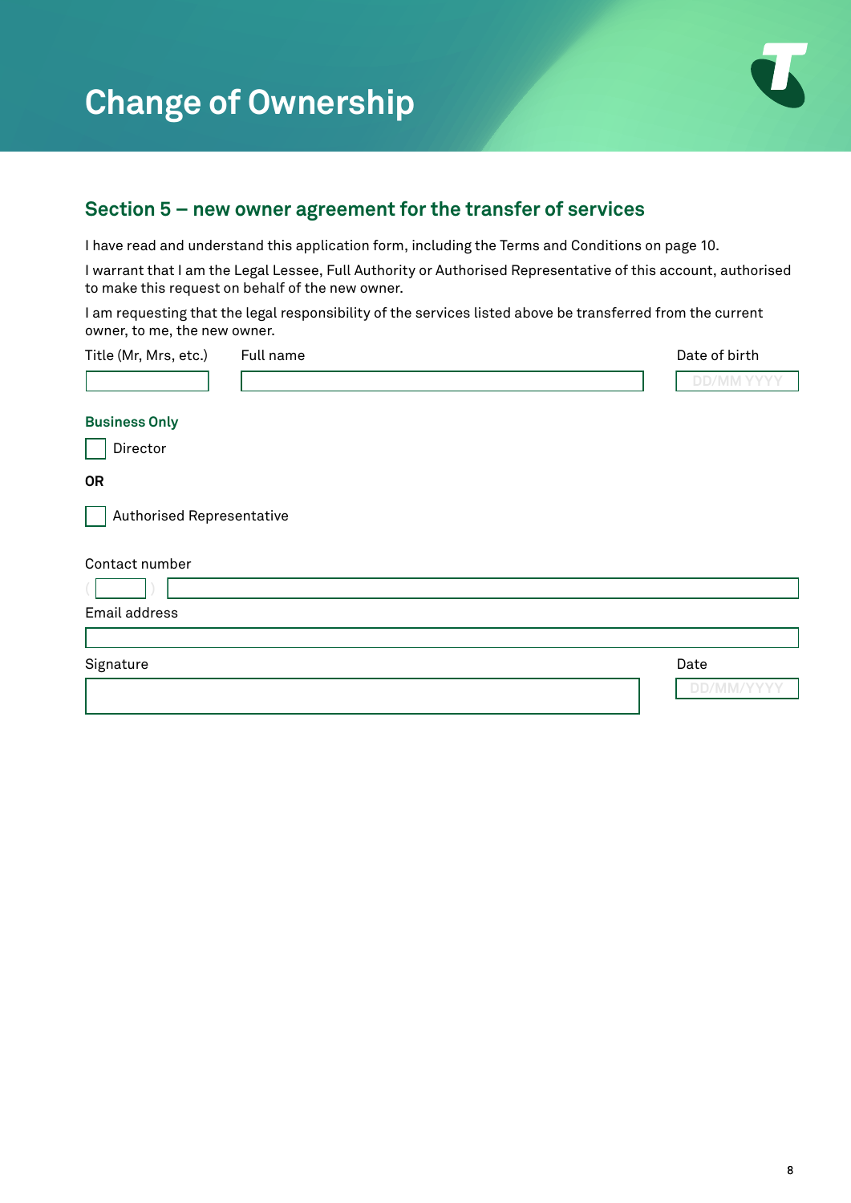# Change of Ownership

## Section 5 – new owner agreement for the transfer of services

I have read and understand this application form, including the Terms and Conditions on page 10.

I warrant that I am the Legal Lessee, Full Authority or Authorised Representative of this account, authorised to make this request on behalf of the new owner.

I am requesting that the legal responsibility of the services listed above be transferred from the current owner, to me, the new owner.

Title (Mr, Mrs, etc.)

Full name

Date of birth

DD/MM YYYY

**Business Only**

☐ Director

**OR**

☐ Authorised Representative

Contact number

( )

Email address

Signature

Date

DD/MM/YYYY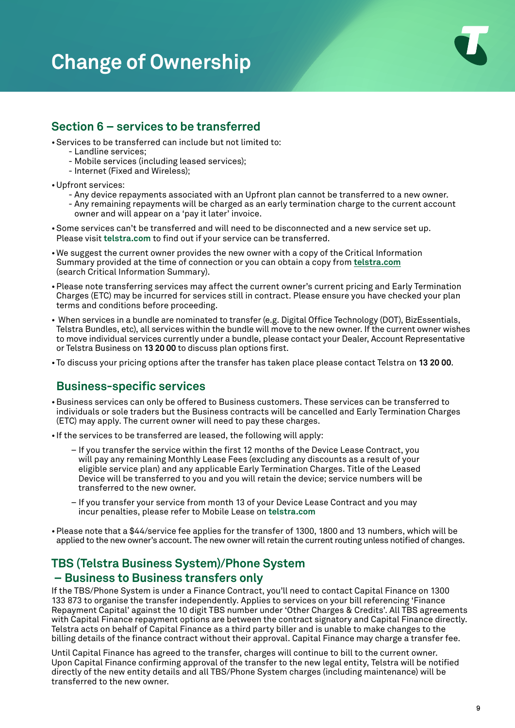# Change of Ownership

## Section 6 – services to be transferred

- Services to be transferred can include but not limited to:
  - Landline services;
  - Mobile services (including leased services);
  - Internet (Fixed and Wireless);
- Upfront services:
  - Any device repayments associated with an Upfront plan cannot be transferred to a new owner.
  - Any remaining repayments will be charged as an early termination charge to the current account owner and will appear on a 'pay it later' invoice.
- Some services can't be transferred and will need to be disconnected and a new service set up. Please visit **telstra.com** to find out if your service can be transferred.
- We suggest the current owner provides the new owner with a copy of the Critical Information Summary provided at the time of connection or you can obtain a copy from **telstra.com** (search Critical Information Summary).
- Please note transferring services may affect the current owner's current pricing and Early Termination Charges (ETC) may be incurred for services still in contract. Please ensure you have checked your plan terms and conditions before proceeding.
- When services in a bundle are nominated to transfer (e.g. Digital Office Technology (DOT), BizEssentials, Telstra Bundles, etc), all services within the bundle will move to the new owner. If the current owner wishes to move individual services currently under a bundle, please contact your Dealer, Account Representative or Telstra Business on **13 20 00** to discuss plan options first.
- To discuss your pricing options after the transfer has taken place please contact Telstra on **13 20 00**.

### Business-specific services

- Business services can only be offered to Business customers. These services can be transferred to individuals or sole traders but the Business contracts will be cancelled and Early Termination Charges (ETC) may apply. The current owner will need to pay these charges.
- If the services to be transferred are leased, the following will apply:
  - If you transfer the service within the first 12 months of the Device Lease Contract, you will pay any remaining Monthly Lease Fees (excluding any discounts as a result of your eligible service plan) and any applicable Early Termination Charges. Title of the Leased Device will be transferred to you and you will retain the device; service numbers will be transferred to the new owner.
  - If you transfer your service from month 13 of your Device Lease Contract and you may incur penalties, please refer to Mobile Lease on **telstra.com**
- Please note that a $44/service fee applies for the transfer of 1300, 1800 and 13 numbers, which will be applied to the new owner's account. The new owner will retain the current routing unless notified of changes.

## TBS (Telstra Business System)/Phone System – Business to Business transfers only

If the TBS/Phone System is under a Finance Contract, you'll need to contact Capital Finance on 1300 133 873 to organise the transfer independently. Applies to services on your bill referencing 'Finance Repayment Capital' against the 10 digit TBS number under 'Other Charges & Credits'. All TBS agreements with Capital Finance repayment options are between the contract signatory and Capital Finance directly. Telstra acts on behalf of Capital Finance as a third party biller and is unable to make changes to the billing details of the finance contract without their approval. Capital Finance may charge a transfer fee.

Until Capital Finance has agreed to the transfer, charges will continue to bill to the current owner. Upon Capital Finance confirming approval of the transfer to the new legal entity, Telstra will be notified directly of the new entity details and all TBS/Phone System charges (including maintenance) will be transferred to the new owner.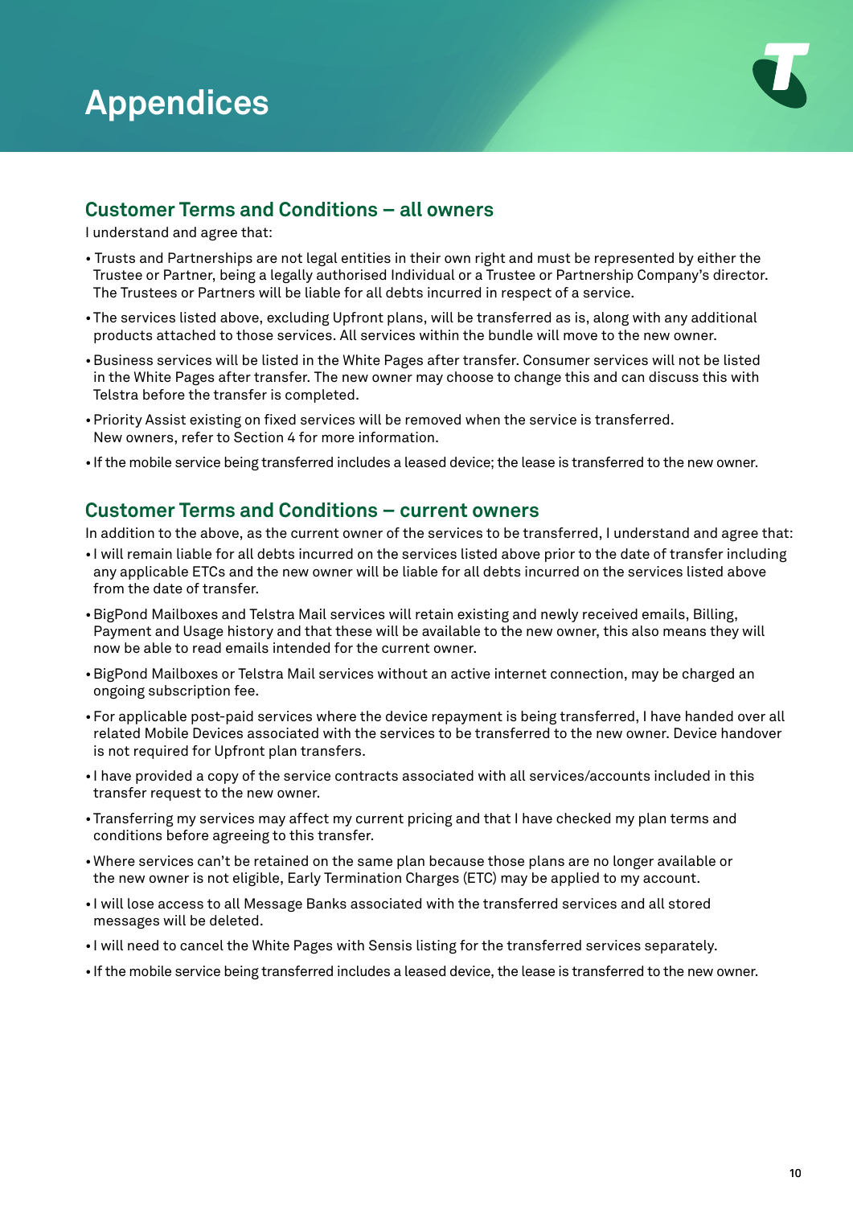# Appendices

## Customer Terms and Conditions – all owners

I understand and agree that:

- Trusts and Partnerships are not legal entities in their own right and must be represented by either the Trustee or Partner, being a legally authorised Individual or a Trustee or Partnership Company's director. The Trustees or Partners will be liable for all debts incurred in respect of a service.
- The services listed above, excluding Upfront plans, will be transferred as is, along with any additional products attached to those services. All services within the bundle will move to the new owner.
- Business services will be listed in the White Pages after transfer. Consumer services will not be listed in the White Pages after transfer. The new owner may choose to change this and can discuss this with Telstra before the transfer is completed.
- Priority Assist existing on fixed services will be removed when the service is transferred. New owners, refer to Section 4 for more information.
- If the mobile service being transferred includes a leased device; the lease is transferred to the new owner.

## Customer Terms and Conditions – current owners

In addition to the above, as the current owner of the services to be transferred, I understand and agree that:

- I will remain liable for all debts incurred on the services listed above prior to the date of transfer including any applicable ETCs and the new owner will be liable for all debts incurred on the services listed above from the date of transfer.
- BigPond Mailboxes and Telstra Mail services will retain existing and newly received emails, Billing, Payment and Usage history and that these will be available to the new owner, this also means they will now be able to read emails intended for the current owner.
- BigPond Mailboxes or Telstra Mail services without an active internet connection, may be charged an ongoing subscription fee.
- For applicable post-paid services where the device repayment is being transferred, I have handed over all related Mobile Devices associated with the services to be transferred to the new owner. Device handover is not required for Upfront plan transfers.
- I have provided a copy of the service contracts associated with all services/accounts included in this transfer request to the new owner.
- Transferring my services may affect my current pricing and that I have checked my plan terms and conditions before agreeing to this transfer.
- Where services can't be retained on the same plan because those plans are no longer available or the new owner is not eligible, Early Termination Charges (ETC) may be applied to my account.
- I will lose access to all Message Banks associated with the transferred services and all stored messages will be deleted.
- I will need to cancel the White Pages with Sensis listing for the transferred services separately.
- If the mobile service being transferred includes a leased device, the lease is transferred to the new owner.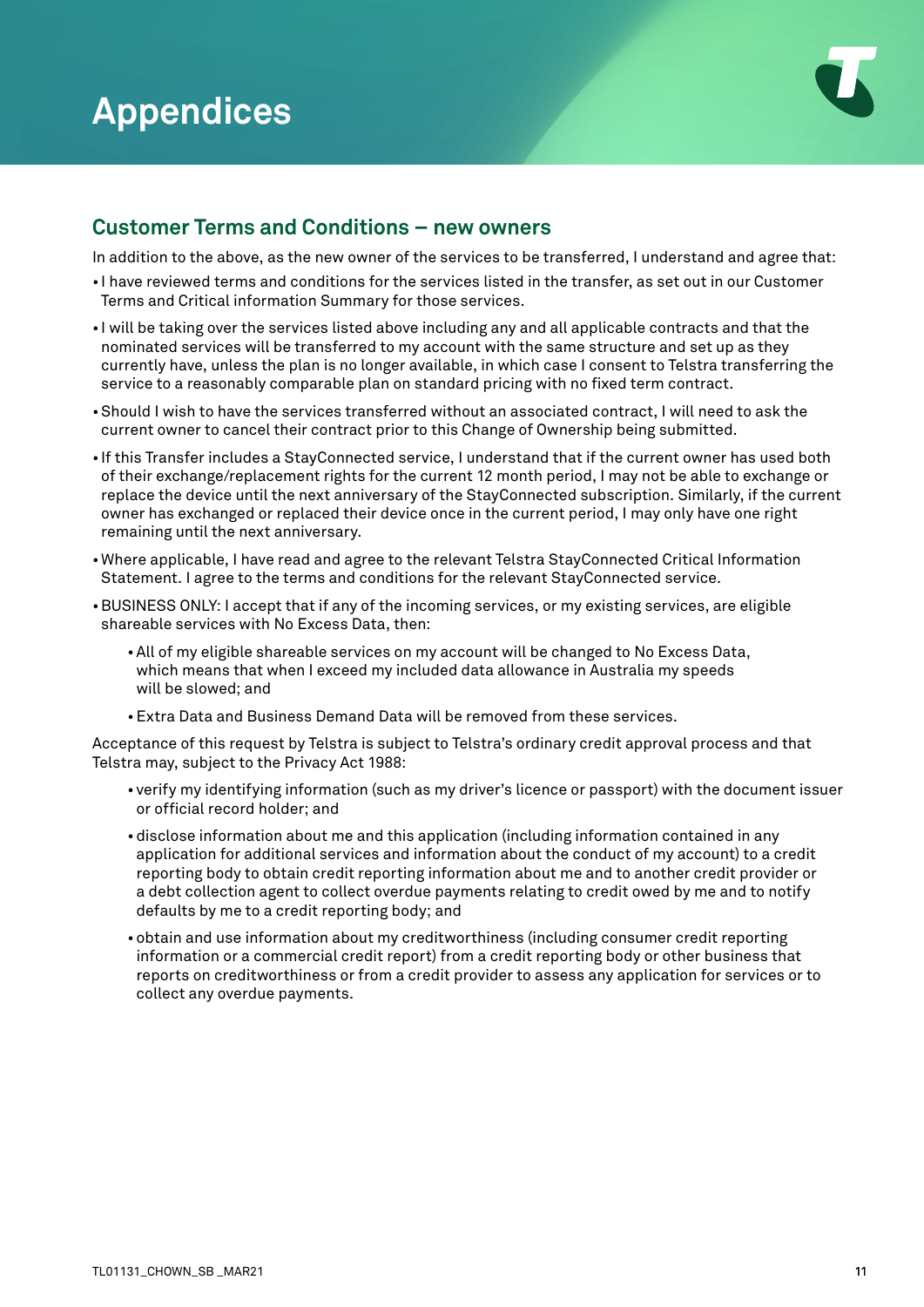# Appendices

## Customer Terms and Conditions – new owners

In addition to the above, as the new owner of the services to be transferred, I understand and agree that:

- I have reviewed terms and conditions for the services listed in the transfer, as set out in our Customer Terms and Critical information Summary for those services.
- I will be taking over the services listed above including any and all applicable contracts and that the nominated services will be transferred to my account with the same structure and set up as they currently have, unless the plan is no longer available, in which case I consent to Telstra transferring the service to a reasonably comparable plan on standard pricing with no fixed term contract.
- Should I wish to have the services transferred without an associated contract, I will need to ask the current owner to cancel their contract prior to this Change of Ownership being submitted.
- If this Transfer includes a StayConnected service, I understand that if the current owner has used both of their exchange/replacement rights for the current 12 month period, I may not be able to exchange or replace the device until the next anniversary of the StayConnected subscription. Similarly, if the current owner has exchanged or replaced their device once in the current period, I may only have one right remaining until the next anniversary.
- Where applicable, I have read and agree to the relevant Telstra StayConnected Critical Information Statement. I agree to the terms and conditions for the relevant StayConnected service.
- BUSINESS ONLY: I accept that if any of the incoming services, or my existing services, are eligible shareable services with No Excess Data, then:
    - All of my eligible shareable services on my account will be changed to No Excess Data, which means that when I exceed my included data allowance in Australia my speeds will be slowed; and
    - Extra Data and Business Demand Data will be removed from these services.

Acceptance of this request by Telstra is subject to Telstra's ordinary credit approval process and that Telstra may, subject to the Privacy Act 1988:

- verify my identifying information (such as my driver's licence or passport) with the document issuer or official record holder; and
- disclose information about me and this application (including information contained in any application for additional services and information about the conduct of my account) to a credit reporting body to obtain credit reporting information about me and to another credit provider or a debt collection agent to collect overdue payments relating to credit owed by me and to notify defaults by me to a credit reporting body; and
- obtain and use information about my creditworthiness (including consumer credit reporting information or a commercial credit report) from a credit reporting body or other business that reports on creditworthiness or from a credit provider to assess any application for services or to collect any overdue payments.

TL01131_CHOWN_SB _MAR21